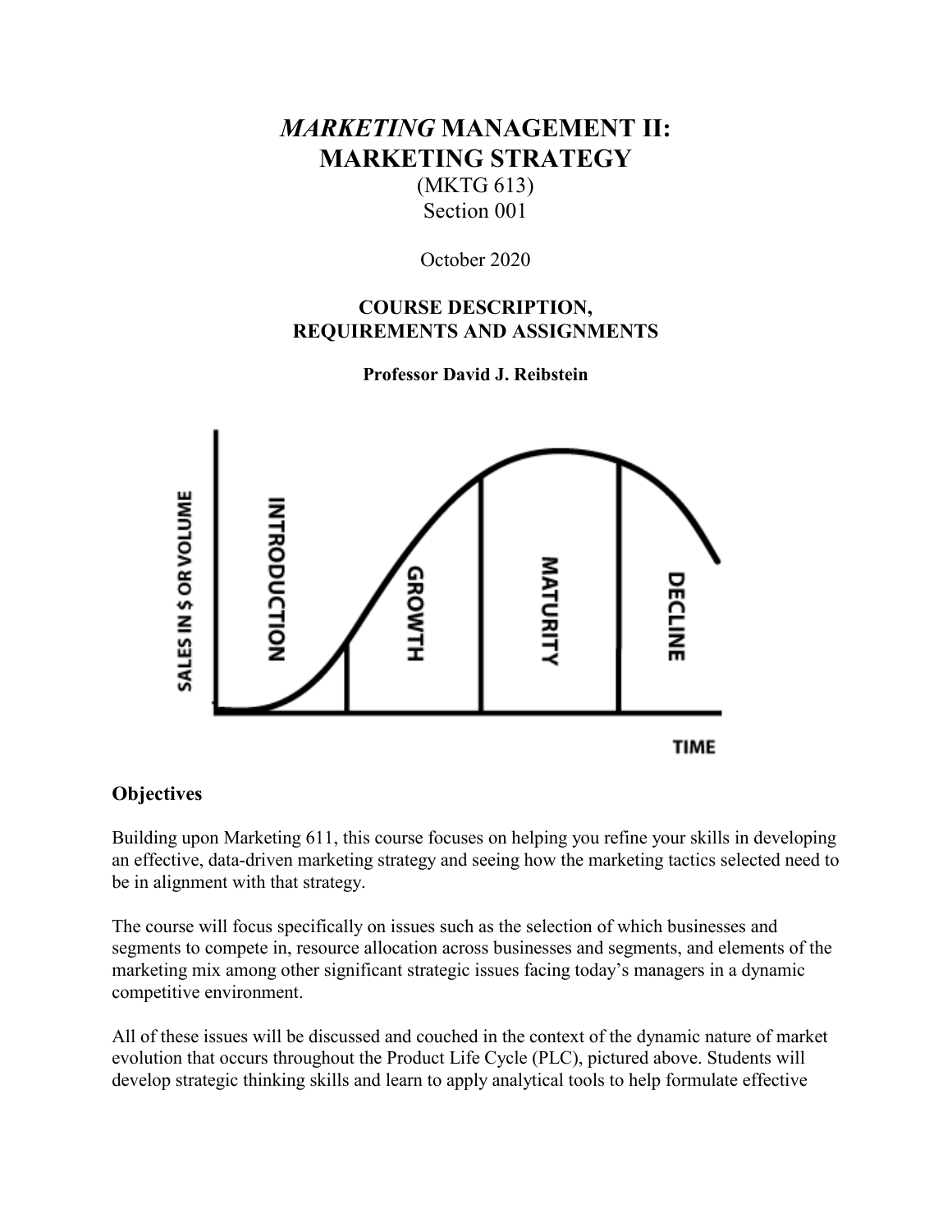# *MARKETING* MANAGEMENT II: MARKETING STRATEGY

(MKTG 613)
Section 001

October 2020

**COURSE DESCRIPTION, REQUIREMENTS AND ASSIGNMENTS**

**Professor David J. Reibstein**

### Objectives

Building upon Marketing 611, this course focuses on helping you refine your skills in developing an effective, data-driven marketing strategy and seeing how the marketing tactics selected need to be in alignment with that strategy.

The course will focus specifically on issues such as the selection of which businesses and segments to compete in, resource allocation across businesses and segments, and elements of the marketing mix among other significant strategic issues facing today's managers in a dynamic competitive environment.

All of these issues will be discussed and couched in the context of the dynamic nature of market evolution that occurs throughout the Product Life Cycle (PLC), pictured above. Students will develop strategic thinking skills and learn to apply analytical tools to help formulate effective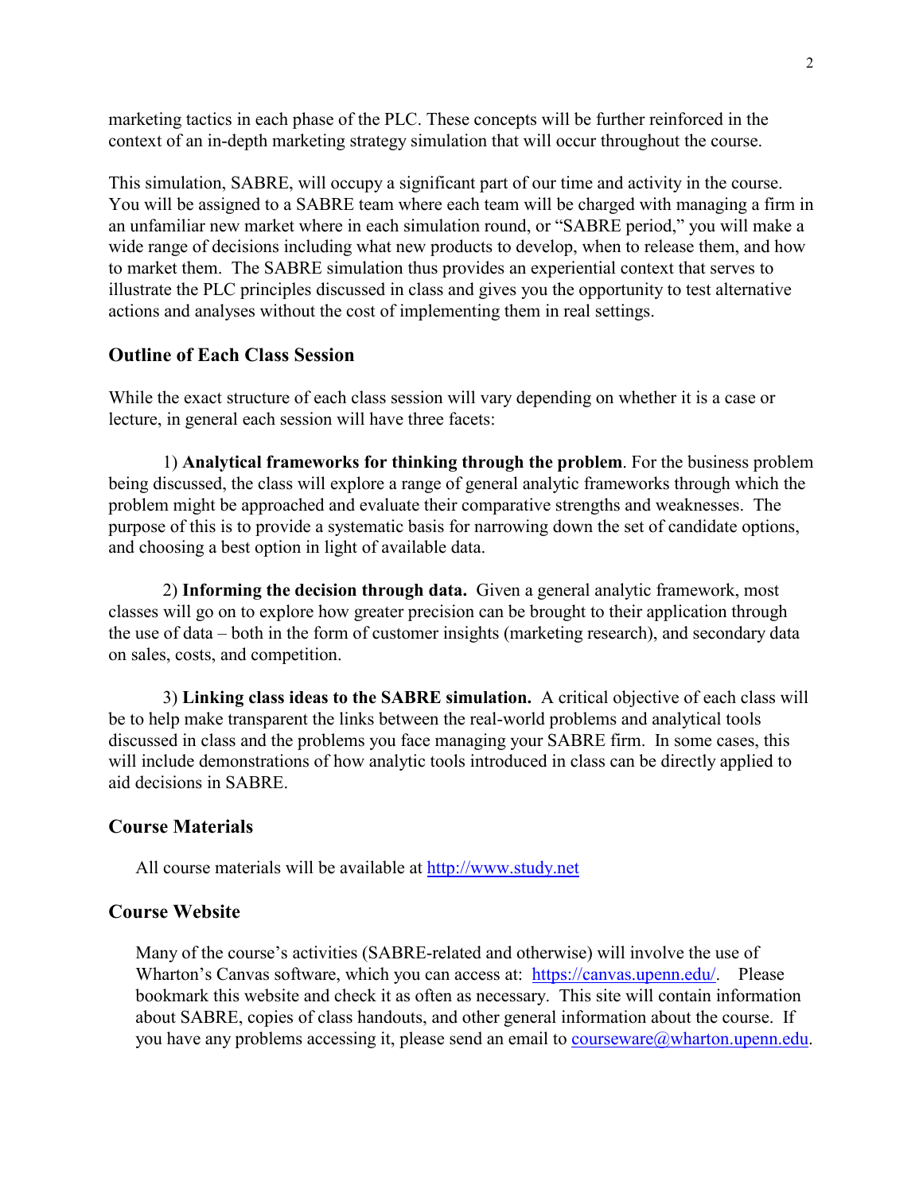marketing tactics in each phase of the PLC. These concepts will be further reinforced in the context of an in-depth marketing strategy simulation that will occur throughout the course.

This simulation, SABRE, will occupy a significant part of our time and activity in the course. You will be assigned to a SABRE team where each team will be charged with managing a firm in an unfamiliar new market where in each simulation round, or "SABRE period," you will make a wide range of decisions including what new products to develop, when to release them, and how to market them. The SABRE simulation thus provides an experiential context that serves to illustrate the PLC principles discussed in class and gives you the opportunity to test alternative actions and analyses without the cost of implementing them in real settings.

### Outline of Each Class Session

While the exact structure of each class session will vary depending on whether it is a case or lecture, in general each session will have three facets:

1) **Analytical frameworks for thinking through the problem**. For the business problem being discussed, the class will explore a range of general analytic frameworks through which the problem might be approached and evaluate their comparative strengths and weaknesses. The purpose of this is to provide a systematic basis for narrowing down the set of candidate options, and choosing a best option in light of available data.

2) **Informing the decision through data.** Given a general analytic framework, most classes will go on to explore how greater precision can be brought to their application through the use of data – both in the form of customer insights (marketing research), and secondary data on sales, costs, and competition.

3) **Linking class ideas to the SABRE simulation.** A critical objective of each class will be to help make transparent the links between the real-world problems and analytical tools discussed in class and the problems you face managing your SABRE firm. In some cases, this will include demonstrations of how analytic tools introduced in class can be directly applied to aid decisions in SABRE.

### Course Materials

All course materials will be available at http://www.study.net

### Course Website

Many of the course's activities (SABRE-related and otherwise) will involve the use of Wharton's Canvas software, which you can access at: https://canvas.upenn.edu/. Please bookmark this website and check it as often as necessary. This site will contain information about SABRE, copies of class handouts, and other general information about the course. If you have any problems accessing it, please send an email to courseware@wharton.upenn.edu.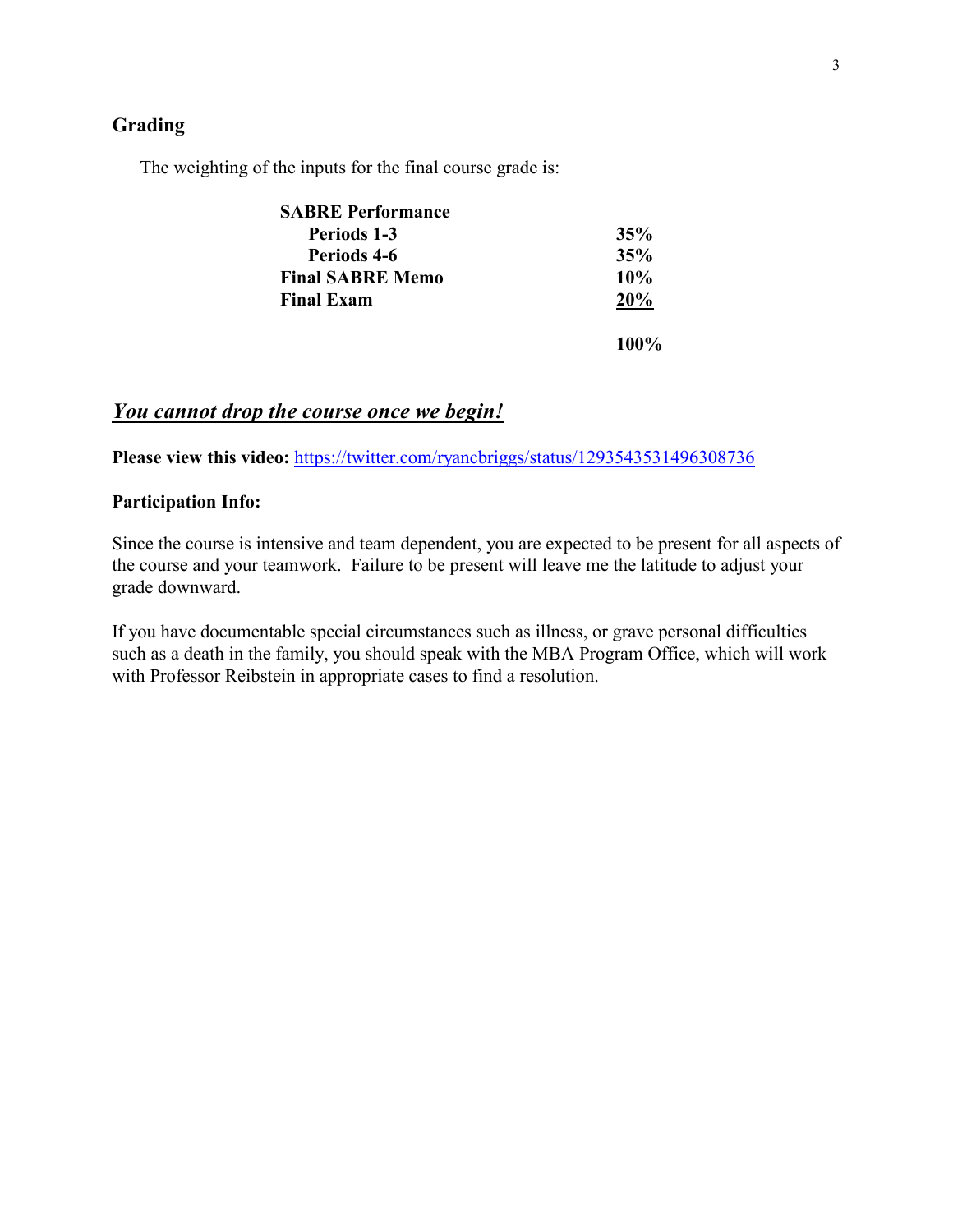## Grading

The weighting of the inputs for the final course grade is:

| Component | Weight |
|---|---|
| **SABRE Performance** | |
| **Periods 1-3** | **35%** |
| **Periods 4-6** | **35%** |
| **Final SABRE Memo** | **10%** |
| **Final Exam** | **20%** |
| | **100%** |

## ***You cannot drop the course once we begin!***

**Please view this video:** https://twitter.com/ryancbriggs/status/1293543531496308736

**Participation Info:**

Since the course is intensive and team dependent, you are expected to be present for all aspects of the course and your teamwork. Failure to be present will leave me the latitude to adjust your grade downward.

If you have documentable special circumstances such as illness, or grave personal difficulties such as a death in the family, you should speak with the MBA Program Office, which will work with Professor Reibstein in appropriate cases to find a resolution.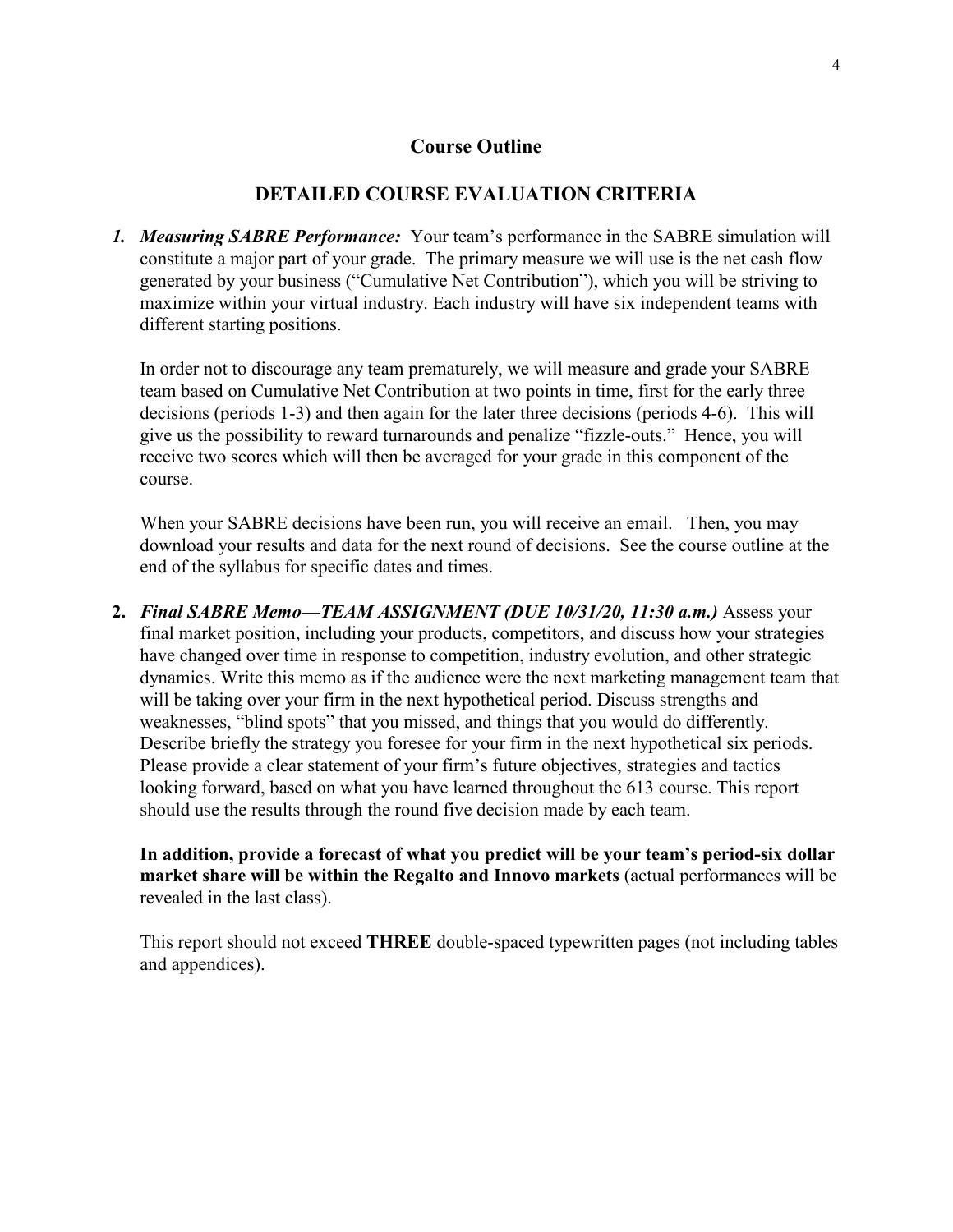## Course Outline

## DETAILED COURSE EVALUATION CRITERIA

1. ***Measuring SABRE Performance:*** Your team's performance in the SABRE simulation will constitute a major part of your grade. The primary measure we will use is the net cash flow generated by your business ("Cumulative Net Contribution"), which you will be striving to maximize within your virtual industry. Each industry will have six independent teams with different starting positions.

   In order not to discourage any team prematurely, we will measure and grade your SABRE team based on Cumulative Net Contribution at two points in time, first for the early three decisions (periods 1-3) and then again for the later three decisions (periods 4-6). This will give us the possibility to reward turnarounds and penalize "fizzle-outs." Hence, you will receive two scores which will then be averaged for your grade in this component of the course.

   When your SABRE decisions have been run, you will receive an email. Then, you may download your results and data for the next round of decisions. See the course outline at the end of the syllabus for specific dates and times.

2. ***Final SABRE Memo—TEAM ASSIGNMENT (DUE 10/31/20, 11:30 a.m.)*** Assess your final market position, including your products, competitors, and discuss how your strategies have changed over time in response to competition, industry evolution, and other strategic dynamics. Write this memo as if the audience were the next marketing management team that will be taking over your firm in the next hypothetical period. Discuss strengths and weaknesses, "blind spots" that you missed, and things that you would do differently. Describe briefly the strategy you foresee for your firm in the next hypothetical six periods. Please provide a clear statement of your firm's future objectives, strategies and tactics looking forward, based on what you have learned throughout the 613 course. This report should use the results through the round five decision made by each team.

   **In addition, provide a forecast of what you predict will be your team's period-six dollar market share will be within the Regalto and Innovo markets** (actual performances will be revealed in the last class).

   This report should not exceed **THREE** double-spaced typewritten pages (not including tables and appendices).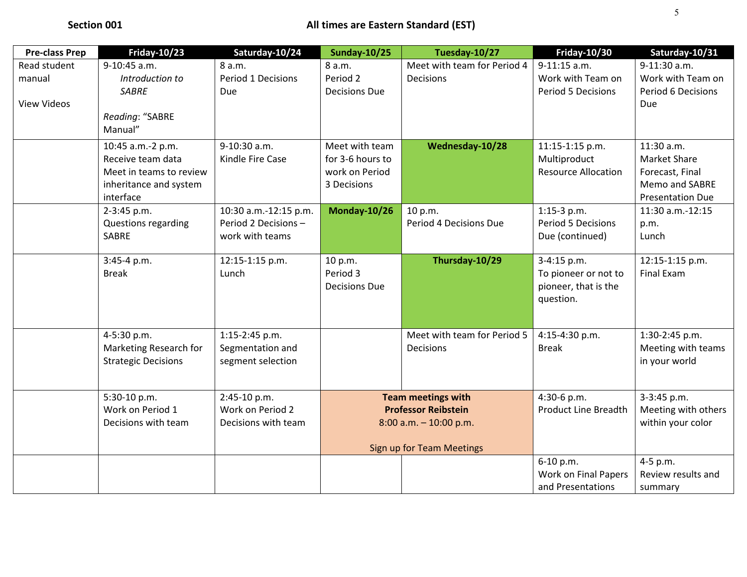**Section 001** **All times are Eastern Standard (EST)**

| Pre-class Prep | Friday-10/23 | Saturday-10/24 | Sunday-10/25 | Tuesday-10/27 | Friday-10/30 | Saturday-10/31 |
|---|---|---|---|---|---|---|
| Read student manual<br><br>View Videos | 9-10:45 a.m.<br>*Introduction to SABRE*<br><br>*Reading*: "SABRE Manual" | 8 a.m.<br>Period 1 Decisions Due | 8 a.m.<br>Period 2 Decisions Due | Meet with team for Period 4 Decisions | 9-11:15 a.m.<br>Work with Team on Period 5 Decisions | 9-11:30 a.m.<br>Work with Team on Period 6 Decisions Due |
| | 10:45 a.m.-2 p.m.<br>Receive team data<br>Meet in teams to review inheritance and system interface | 9-10:30 a.m.<br>Kindle Fire Case | Meet with team for 3-6 hours to work on Period 3 Decisions | **Wednesday-10/28** | 11:15-1:15 p.m.<br>Multiproduct Resource Allocation | 11:30 a.m.<br>Market Share Forecast, Final Memo and SABRE Presentation Due |
| | 2-3:45 p.m.<br>Questions regarding SABRE | 10:30 a.m.-12:15 p.m.<br>Period 2 Decisions – work with teams | **Monday-10/26** | 10 p.m.<br>Period 4 Decisions Due | 1:15-3 p.m.<br>Period 5 Decisions Due (continued) | 11:30 a.m.-12:15 p.m.<br>Lunch |
| | 3:45-4 p.m.<br>Break | 12:15-1:15 p.m.<br>Lunch | 10 p.m.<br>Period 3 Decisions Due | **Thursday-10/29** | 3-4:15 p.m.<br>To pioneer or not to pioneer, that is the question. | 12:15-1:15 p.m.<br>Final Exam |
| | 4-5:30 p.m.<br>Marketing Research for Strategic Decisions | 1:15-2:45 p.m.<br>Segmentation and segment selection | | Meet with team for Period 5 Decisions | 4:15-4:30 p.m.<br>Break | 1:30-2:45 p.m.<br>Meeting with teams in your world |
| | 5:30-10 p.m.<br>Work on Period 1 Decisions with team | 2:45-10 p.m.<br>Work on Period 2 Decisions with team | **Team meetings with Professor Reibstein**<br>8:00 a.m. – 10:00 p.m.<br><br>Sign up for Team Meetings | | 4:30-6 p.m.<br>Product Line Breadth | 3-3:45 p.m.<br>Meeting with others within your color |
| | | | | | 6-10 p.m.<br>Work on Final Papers and Presentations | 4-5 p.m.<br>Review results and summary |